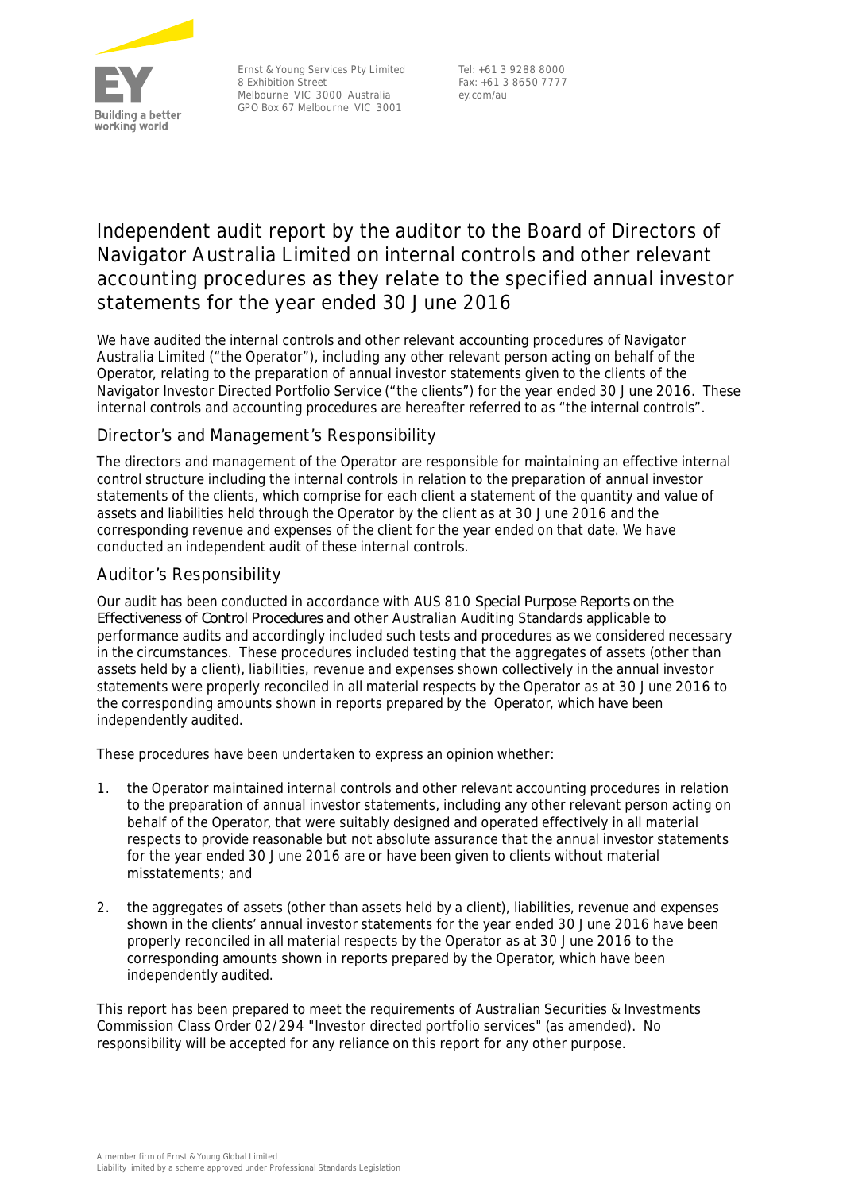Ernst & Young Services Pty Limited
8 Exhibition Street
Melbourne VIC 3000 Australia
GPO Box 67 Melbourne VIC 3001

Tel: +61 3 9288 8000
Fax: +61 3 8650 7777
ey.com/au

# Independent audit report by the auditor to the Board of Directors of Navigator Australia Limited on internal controls and other relevant accounting procedures as they relate to the specified annual investor statements for the year ended 30 June 2016

We have audited the internal controls and other relevant accounting procedures of Navigator Australia Limited ("the Operator"), including any other relevant person acting on behalf of the Operator, relating to the preparation of annual investor statements given to the clients of the Navigator Investor Directed Portfolio Service ("the clients") for the year ended 30 June 2016. These internal controls and accounting procedures are hereafter referred to as "the internal controls".

## Director's and Management's Responsibility

The directors and management of the Operator are responsible for maintaining an effective internal control structure including the internal controls in relation to the preparation of annual investor statements of the clients, which comprise for each client a statement of the quantity and value of assets and liabilities held through the Operator by the client as at 30 June 2016 and the corresponding revenue and expenses of the client for the year ended on that date. We have conducted an independent audit of these internal controls.

## Auditor's Responsibility

Our audit has been conducted in accordance with AUS 810 *Special Purpose Reports on the Effectiveness of Control Procedures* and other Australian Auditing Standards applicable to performance audits and accordingly included such tests and procedures as we considered necessary in the circumstances. These procedures included testing that the aggregates of assets (other than assets held by a client), liabilities, revenue and expenses shown collectively in the annual investor statements were properly reconciled in all material respects by the Operator as at 30 June 2016 to the corresponding amounts shown in reports prepared by the Operator, which have been independently audited.

These procedures have been undertaken to express an opinion whether:

1. the Operator maintained internal controls and other relevant accounting procedures in relation to the preparation of annual investor statements, including any other relevant person acting on behalf of the Operator, that were suitably designed and operated effectively in all material respects to provide reasonable but not absolute assurance that the annual investor statements for the year ended 30 June 2016 are or have been given to clients without material misstatements; and

2. the aggregates of assets (other than assets held by a client), liabilities, revenue and expenses shown in the clients' annual investor statements for the year ended 30 June 2016 have been properly reconciled in all material respects by the Operator as at 30 June 2016 to the corresponding amounts shown in reports prepared by the Operator, which have been independently audited.

This report has been prepared to meet the requirements of Australian Securities & Investments Commission Class Order 02/294 "Investor directed portfolio services" (as amended). No responsibility will be accepted for any reliance on this report for any other purpose.

A member firm of Ernst & Young Global Limited
Liability limited by a scheme approved under Professional Standards Legislation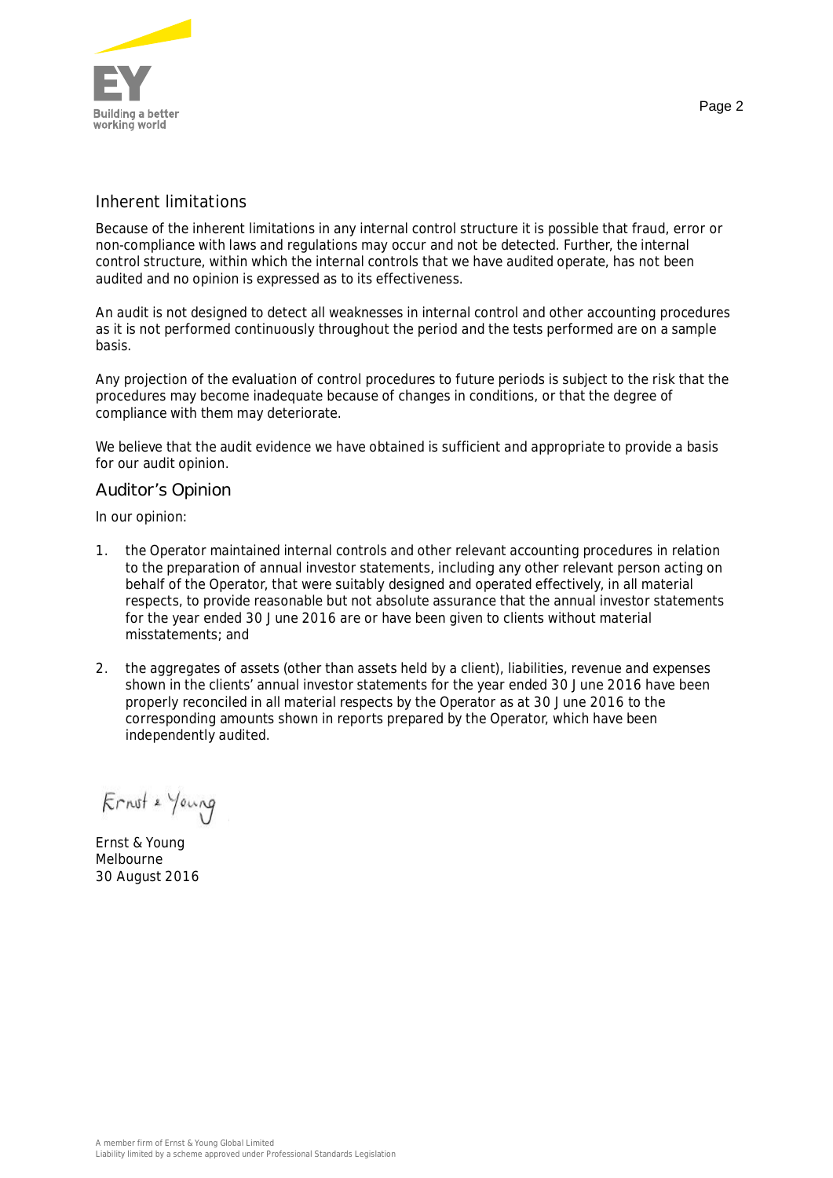## Inherent limitations

Because of the inherent limitations in any internal control structure it is possible that fraud, error or non-compliance with laws and regulations may occur and not be detected. Further, the internal control structure, within which the internal controls that we have audited operate, has not been audited and no opinion is expressed as to its effectiveness.

An audit is not designed to detect all weaknesses in internal control and other accounting procedures as it is not performed continuously throughout the period and the tests performed are on a sample basis.

Any projection of the evaluation of control procedures to future periods is subject to the risk that the procedures may become inadequate because of changes in conditions, or that the degree of compliance with them may deteriorate.

We believe that the audit evidence we have obtained is sufficient and appropriate to provide a basis for our audit opinion.

## Auditor's Opinion

In our opinion:

1. the Operator maintained internal controls and other relevant accounting procedures in relation to the preparation of annual investor statements, including any other relevant person acting on behalf of the Operator, that were suitably designed and operated effectively, in all material respects, to provide reasonable but not absolute assurance that the annual investor statements for the year ended 30 June 2016 are or have been given to clients without material misstatements; and

2. the aggregates of assets (other than assets held by a client), liabilities, revenue and expenses shown in the clients' annual investor statements for the year ended 30 June 2016 have been properly reconciled in all material respects by the Operator as at 30 June 2016 to the corresponding amounts shown in reports prepared by the Operator, which have been independently audited.

Ernst & Young

Ernst & Young
Melbourne
30 August 2016

A member firm of Ernst & Young Global Limited
Liability limited by a scheme approved under Professional Standards Legislation